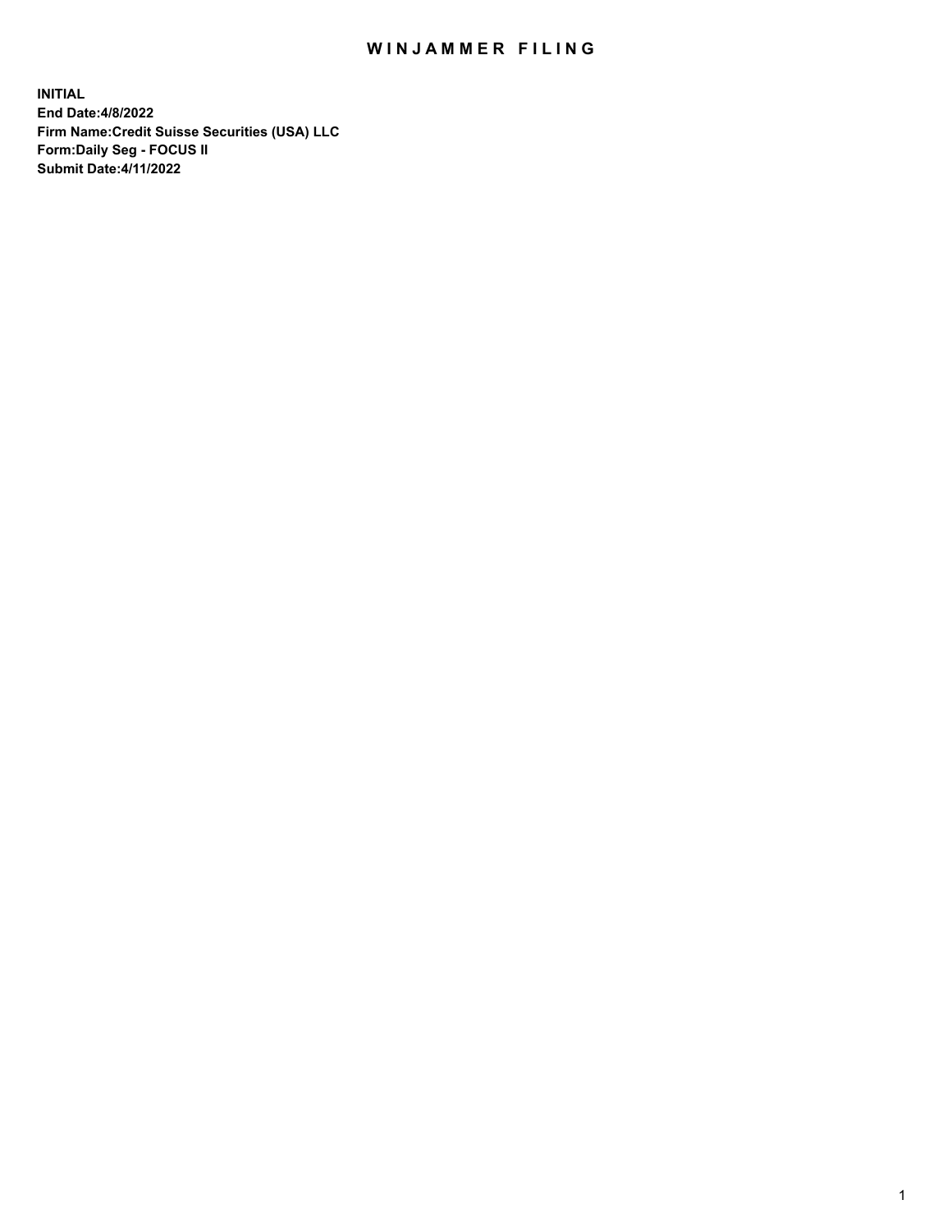# WINJAMMER FILING

**INITIAL**
**End Date:4/8/2022**
**Firm Name:Credit Suisse Securities (USA) LLC**
**Form:Daily Seg - FOCUS II**
**Submit Date:4/11/2022**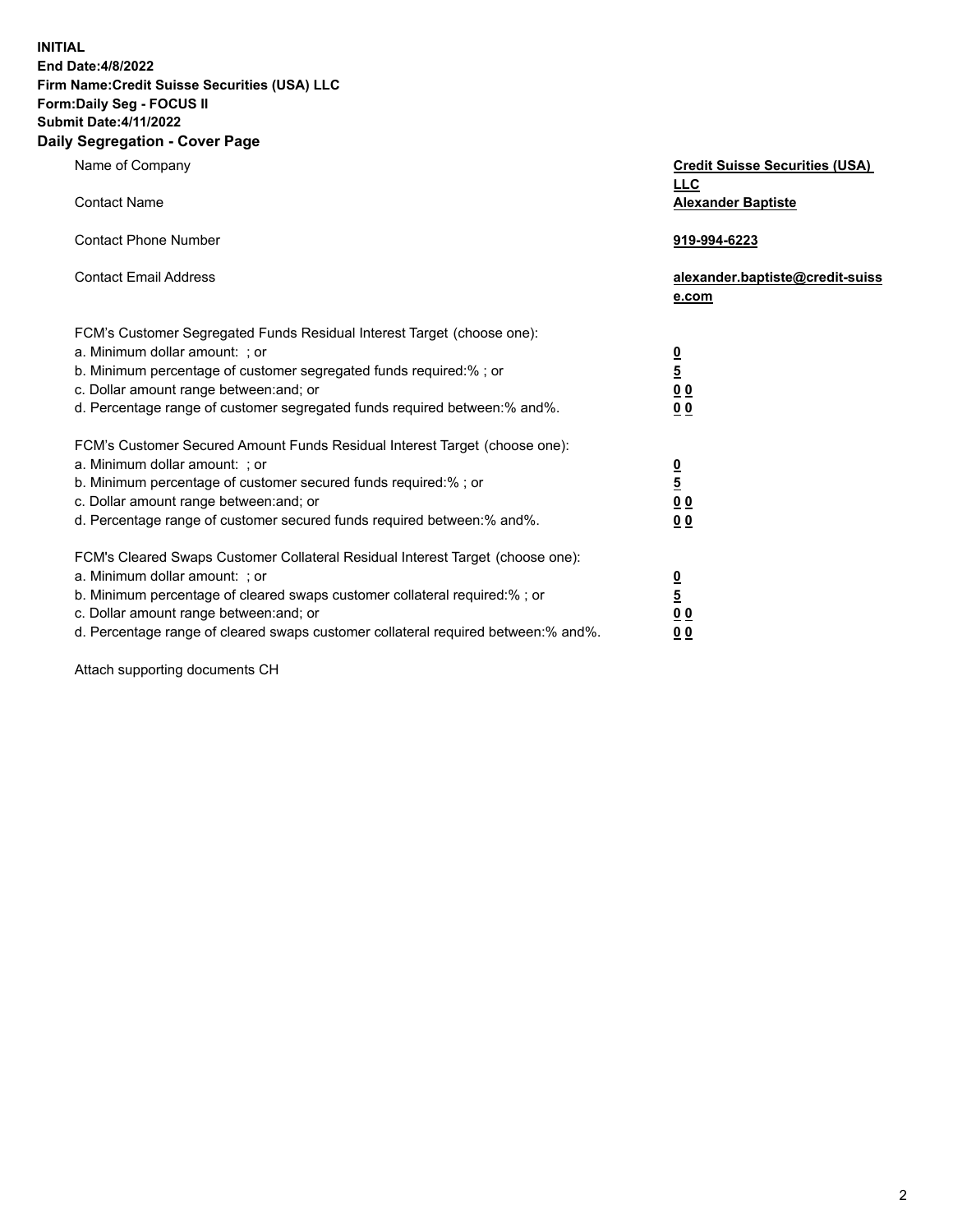**INITIAL**
**End Date:4/8/2022**
**Firm Name:Credit Suisse Securities (USA) LLC**
**Form:Daily Seg - FOCUS II**
**Submit Date:4/11/2022**

## Daily Segregation - Cover Page

| | |
|---|---|
| Name of Company | **Credit Suisse Securities (USA) LLC** |
| Contact Name | **Alexander Baptiste** |
| Contact Phone Number | **919-994-6223** |
| Contact Email Address | **alexander.baptiste@credit-suisse.com** |

| | |
|---|---|
| FCM's Customer Segregated Funds Residual Interest Target (choose one): | |
| a. Minimum dollar amount: ; or | **0** |
| b. Minimum percentage of customer segregated funds required:% ; or | **5** |
| c. Dollar amount range between:and; or | **0 0** |
| d. Percentage range of customer segregated funds required between:% and%. | **0 0** |
| FCM's Customer Secured Amount Funds Residual Interest Target (choose one): | |
| a. Minimum dollar amount: ; or | **0** |
| b. Minimum percentage of customer secured funds required:% ; or | **5** |
| c. Dollar amount range between:and; or | **0 0** |
| d. Percentage range of customer secured funds required between:% and%. | **0 0** |
| FCM's Cleared Swaps Customer Collateral Residual Interest Target (choose one): | |
| a. Minimum dollar amount: ; or | **0** |
| b. Minimum percentage of cleared swaps customer collateral required:% ; or | **5** |
| c. Dollar amount range between:and; or | **0 0** |
| d. Percentage range of cleared swaps customer collateral required between:% and%. | **0 0** |

Attach supporting documents CH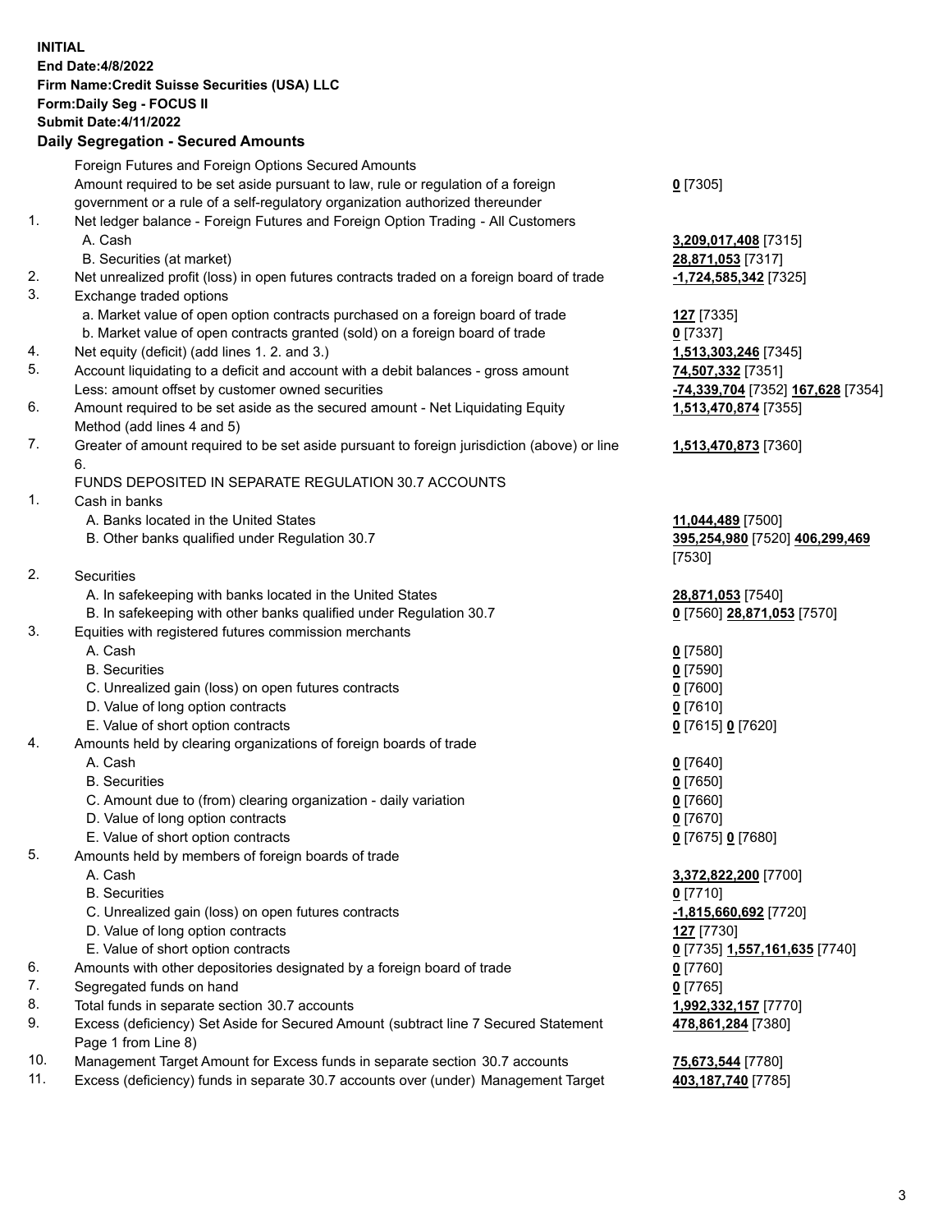**INITIAL**
**End Date:4/8/2022**
**Firm Name:Credit Suisse Securities (USA) LLC**
**Form:Daily Seg - FOCUS II**
**Submit Date:4/11/2022**

## Daily Segregation - Secured Amounts

| | | |
|---|---|---|
| | Foreign Futures and Foreign Options Secured Amounts | |
| | Amount required to be set aside pursuant to law, rule or regulation of a foreign government or a rule of a self-regulatory organization authorized thereunder | **0** [7305] |
| 1. | Net ledger balance - Foreign Futures and Foreign Option Trading - All Customers | |
| | A. Cash | **3,209,017,408** [7315] |
| | B. Securities (at market) | **28,871,053** [7317] |
| 2. | Net unrealized profit (loss) in open futures contracts traded on a foreign board of trade | **-1,724,585,342** [7325] |
| 3. | Exchange traded options | |
| | a. Market value of open option contracts purchased on a foreign board of trade | **127** [7335] |
| | b. Market value of open contracts granted (sold) on a foreign board of trade | **0** [7337] |
| 4. | Net equity (deficit) (add lines 1. 2. and 3.) | **1,513,303,246** [7345] |
| 5. | Account liquidating to a deficit and account with a debit balances - gross amount | **74,507,332** [7351] |
| | Less: amount offset by customer owned securities | **-74,339,704** [7352] **167,628** [7354] |
| 6. | Amount required to be set aside as the secured amount - Net Liquidating Equity Method (add lines 4 and 5) | **1,513,470,874** [7355] |
| 7. | Greater of amount required to be set aside pursuant to foreign jurisdiction (above) or line 6. | **1,513,470,873** [7360] |
| | FUNDS DEPOSITED IN SEPARATE REGULATION 30.7 ACCOUNTS | |
| 1. | Cash in banks | |
| | A. Banks located in the United States | **11,044,489** [7500] |
| | B. Other banks qualified under Regulation 30.7 | **395,254,980** [7520] **406,299,469** [7530] |
| 2. | Securities | |
| | A. In safekeeping with banks located in the United States | **28,871,053** [7540] |
| | B. In safekeeping with other banks qualified under Regulation 30.7 | **0** [7560] **28,871,053** [7570] |
| 3. | Equities with registered futures commission merchants | |
| | A. Cash | **0** [7580] |
| | B. Securities | **0** [7590] |
| | C. Unrealized gain (loss) on open futures contracts | **0** [7600] |
| | D. Value of long option contracts | **0** [7610] |
| | E. Value of short option contracts | **0** [7615] **0** [7620] |
| 4. | Amounts held by clearing organizations of foreign boards of trade | |
| | A. Cash | **0** [7640] |
| | B. Securities | **0** [7650] |
| | C. Amount due to (from) clearing organization - daily variation | **0** [7660] |
| | D. Value of long option contracts | **0** [7670] |
| | E. Value of short option contracts | **0** [7675] **0** [7680] |
| 5. | Amounts held by members of foreign boards of trade | |
| | A. Cash | **3,372,822,200** [7700] |
| | B. Securities | **0** [7710] |
| | C. Unrealized gain (loss) on open futures contracts | **-1,815,660,692** [7720] |
| | D. Value of long option contracts | **127** [7730] |
| | E. Value of short option contracts | **0** [7735] **1,557,161,635** [7740] |
| 6. | Amounts with other depositories designated by a foreign board of trade | **0** [7760] |
| 7. | Segregated funds on hand | **0** [7765] |
| 8. | Total funds in separate section 30.7 accounts | **1,992,332,157** [7770] |
| 9. | Excess (deficiency) Set Aside for Secured Amount (subtract line 7 Secured Statement Page 1 from Line 8) | **478,861,284** [7380] |
| 10. | Management Target Amount for Excess funds in separate section 30.7 accounts | **75,673,544** [7780] |
| 11. | Excess (deficiency) funds in separate 30.7 accounts over (under) Management Target | **403,187,740** [7785] |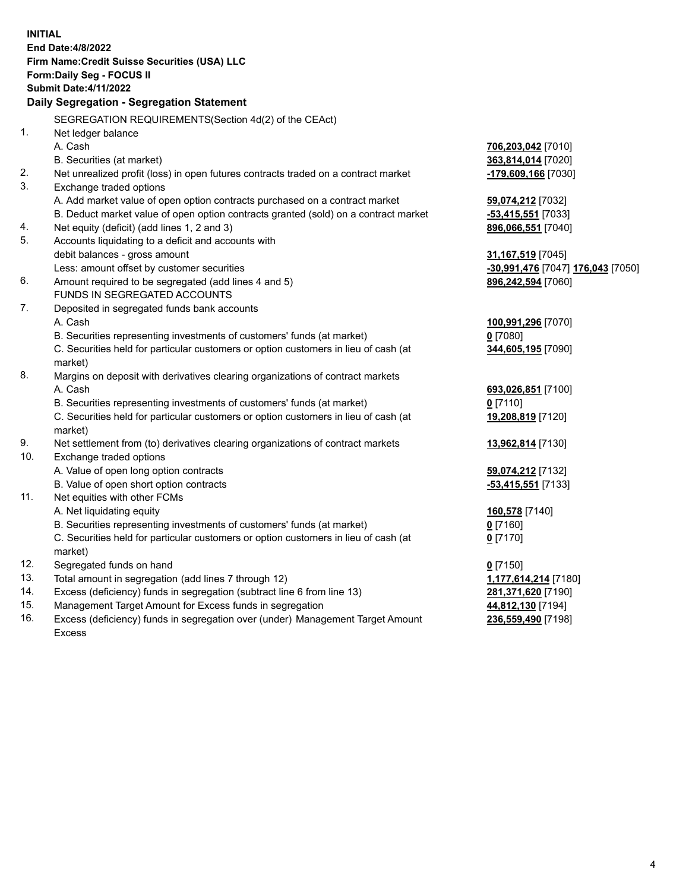**INITIAL**
**End Date:4/8/2022**
**Firm Name:Credit Suisse Securities (USA) LLC**
**Form:Daily Seg - FOCUS II**
**Submit Date:4/11/2022**

## Daily Segregation - Segregation Statement

| | SEGREGATION REQUIREMENTS(Section 4d(2) of the CEAct) | |
|---|---|---|
| 1. | Net ledger balance | |
| | A. Cash | **706,203,042** [7010] |
| | B. Securities (at market) | **363,814,014** [7020] |
| 2. | Net unrealized profit (loss) in open futures contracts traded on a contract market | **-179,609,166** [7030] |
| 3. | Exchange traded options | |
| | A. Add market value of open option contracts purchased on a contract market | **59,074,212** [7032] |
| | B. Deduct market value of open option contracts granted (sold) on a contract market | **-53,415,551** [7033] |
| 4. | Net equity (deficit) (add lines 1, 2 and 3) | **896,066,551** [7040] |
| 5. | Accounts liquidating to a deficit and accounts with debit balances - gross amount | **31,167,519** [7045] |
| | Less: amount offset by customer securities | **-30,991,476** [7047] **176,043** [7050] |
| 6. | Amount required to be segregated (add lines 4 and 5) | **896,242,594** [7060] |
| | FUNDS IN SEGREGATED ACCOUNTS | |
| 7. | Deposited in segregated funds bank accounts | |
| | A. Cash | **100,991,296** [7070] |
| | B. Securities representing investments of customers' funds (at market) | **0** [7080] |
| | C. Securities held for particular customers or option customers in lieu of cash (at market) | **344,605,195** [7090] |
| 8. | Margins on deposit with derivatives clearing organizations of contract markets | |
| | A. Cash | **693,026,851** [7100] |
| | B. Securities representing investments of customers' funds (at market) | **0** [7110] |
| | C. Securities held for particular customers or option customers in lieu of cash (at market) | **19,208,819** [7120] |
| 9. | Net settlement from (to) derivatives clearing organizations of contract markets | **13,962,814** [7130] |
| 10. | Exchange traded options | |
| | A. Value of open long option contracts | **59,074,212** [7132] |
| | B. Value of open short option contracts | **-53,415,551** [7133] |
| 11. | Net equities with other FCMs | |
| | A. Net liquidating equity | **160,578** [7140] |
| | B. Securities representing investments of customers' funds (at market) | **0** [7160] |
| | C. Securities held for particular customers or option customers in lieu of cash (at market) | **0** [7170] |
| 12. | Segregated funds on hand | **0** [7150] |
| 13. | Total amount in segregation (add lines 7 through 12) | **1,177,614,214** [7180] |
| 14. | Excess (deficiency) funds in segregation (subtract line 6 from line 13) | **281,371,620** [7190] |
| 15. | Management Target Amount for Excess funds in segregation | **44,812,130** [7194] |
| 16. | Excess (deficiency) funds in segregation over (under) Management Target Amount Excess | **236,559,490** [7198] |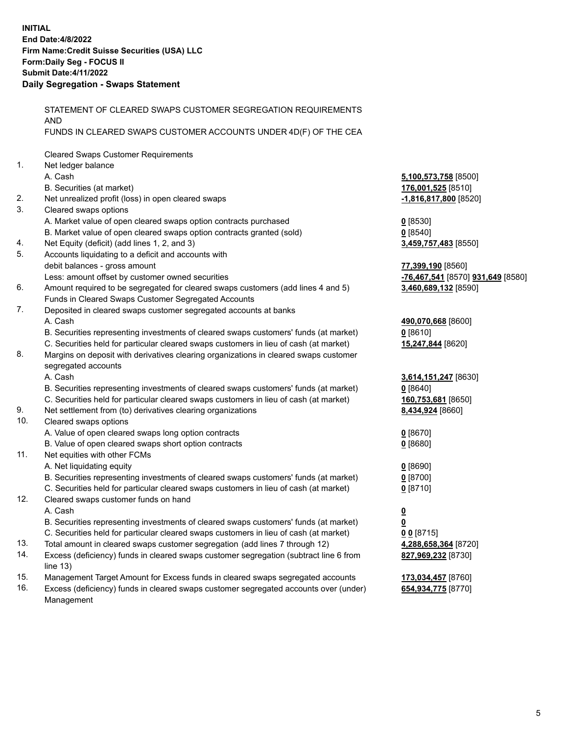**INITIAL**
**End Date:4/8/2022**
**Firm Name:Credit Suisse Securities (USA) LLC**
**Form:Daily Seg - FOCUS II**
**Submit Date:4/11/2022**
**Daily Segregation - Swaps Statement**

STATEMENT OF CLEARED SWAPS CUSTOMER SEGREGATION REQUIREMENTS AND FUNDS IN CLEARED SWAPS CUSTOMER ACCOUNTS UNDER 4D(F) OF THE CEA

| | | |
|---|---|---|
| | Cleared Swaps Customer Requirements | |
| 1. | Net ledger balance | |
| | A. Cash | **5,100,573,758** [8500] |
| | B. Securities (at market) | **176,001,525** [8510] |
| 2. | Net unrealized profit (loss) in open cleared swaps | **-1,816,817,800** [8520] |
| 3. | Cleared swaps options | |
| | A. Market value of open cleared swaps option contracts purchased | **0** [8530] |
| | B. Market value of open cleared swaps option contracts granted (sold) | **0** [8540] |
| 4. | Net Equity (deficit) (add lines 1, 2, and 3) | **3,459,757,483** [8550] |
| 5. | Accounts liquidating to a deficit and accounts with debit balances - gross amount | **77,399,190** [8560] |
| | Less: amount offset by customer owned securities | **-76,467,541** [8570] **931,649** [8580] |
| 6. | Amount required to be segregated for cleared swaps customers (add lines 4 and 5) | **3,460,689,132** [8590] |
| | Funds in Cleared Swaps Customer Segregated Accounts | |
| 7. | Deposited in cleared swaps customer segregated accounts at banks | |
| | A. Cash | **490,070,668** [8600] |
| | B. Securities representing investments of cleared swaps customers' funds (at market) | **0** [8610] |
| | C. Securities held for particular cleared swaps customers in lieu of cash (at market) | **15,247,844** [8620] |
| 8. | Margins on deposit with derivatives clearing organizations in cleared swaps customer segregated accounts | |
| | A. Cash | **3,614,151,247** [8630] |
| | B. Securities representing investments of cleared swaps customers' funds (at market) | **0** [8640] |
| | C. Securities held for particular cleared swaps customers in lieu of cash (at market) | **160,753,681** [8650] |
| 9. | Net settlement from (to) derivatives clearing organizations | **8,434,924** [8660] |
| 10. | Cleared swaps options | |
| | A. Value of open cleared swaps long option contracts | **0** [8670] |
| | B. Value of open cleared swaps short option contracts | **0** [8680] |
| 11. | Net equities with other FCMs | |
| | A. Net liquidating equity | **0** [8690] |
| | B. Securities representing investments of cleared swaps customers' funds (at market) | **0** [8700] |
| | C. Securities held for particular cleared swaps customers in lieu of cash (at market) | **0** [8710] |
| 12. | Cleared swaps customer funds on hand | |
| | A. Cash | **0** |
| | B. Securities representing investments of cleared swaps customers' funds (at market) | **0** |
| | C. Securities held for particular cleared swaps customers in lieu of cash (at market) | **0** **0** [8715] |
| 13. | Total amount in cleared swaps customer segregation (add lines 7 through 12) | **4,288,658,364** [8720] |
| 14. | Excess (deficiency) funds in cleared swaps customer segregation (subtract line 6 from line 13) | **827,969,232** [8730] |
| 15. | Management Target Amount for Excess funds in cleared swaps segregated accounts | **173,034,457** [8760] |
| 16. | Excess (deficiency) funds in cleared swaps customer segregated accounts over (under) Management | **654,934,775** [8770] |